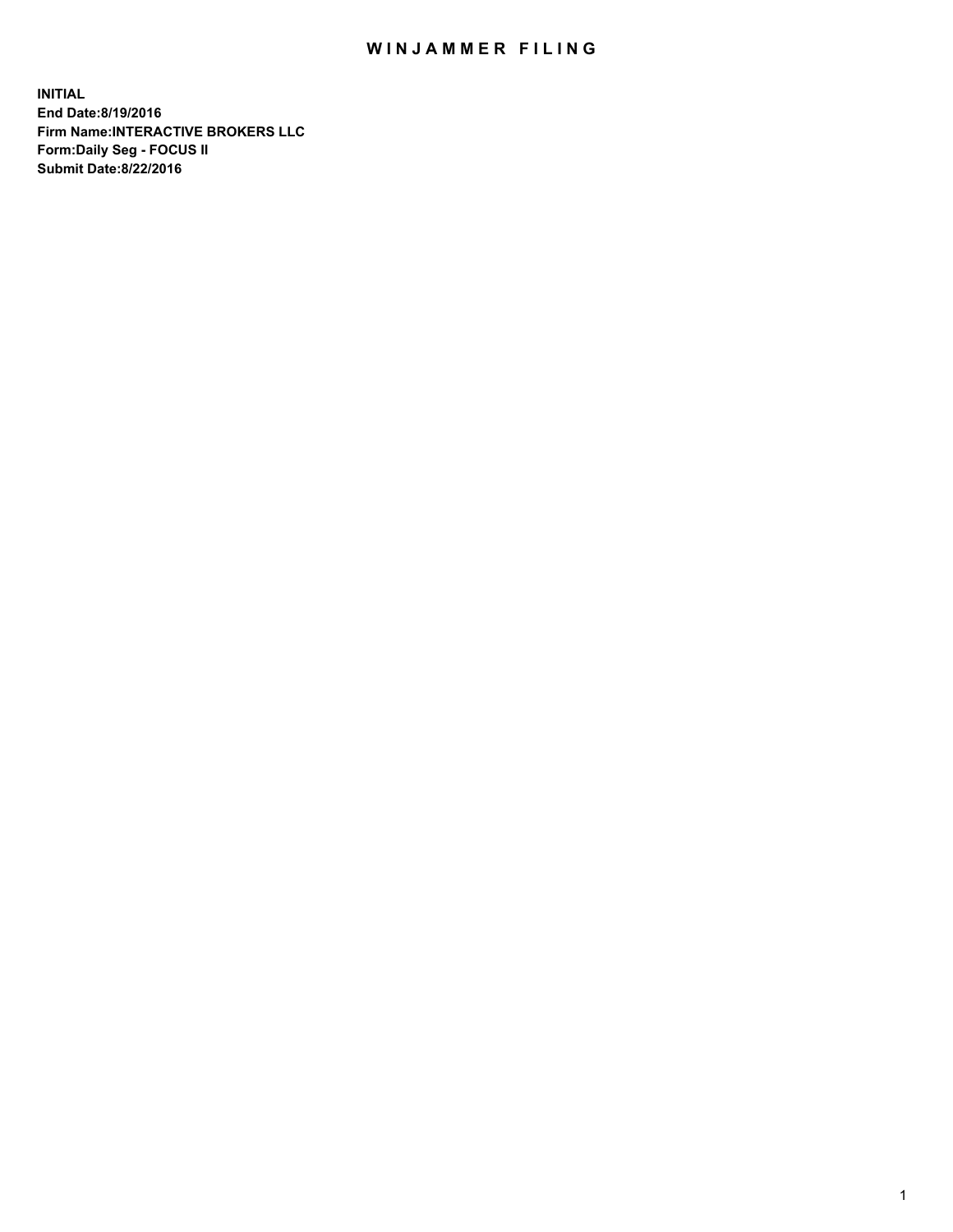# WINJAMMER FILING

**INITIAL**
**End Date:8/19/2016**
**Firm Name:INTERACTIVE BROKERS LLC**
**Form:Daily Seg - FOCUS II**
**Submit Date:8/22/2016**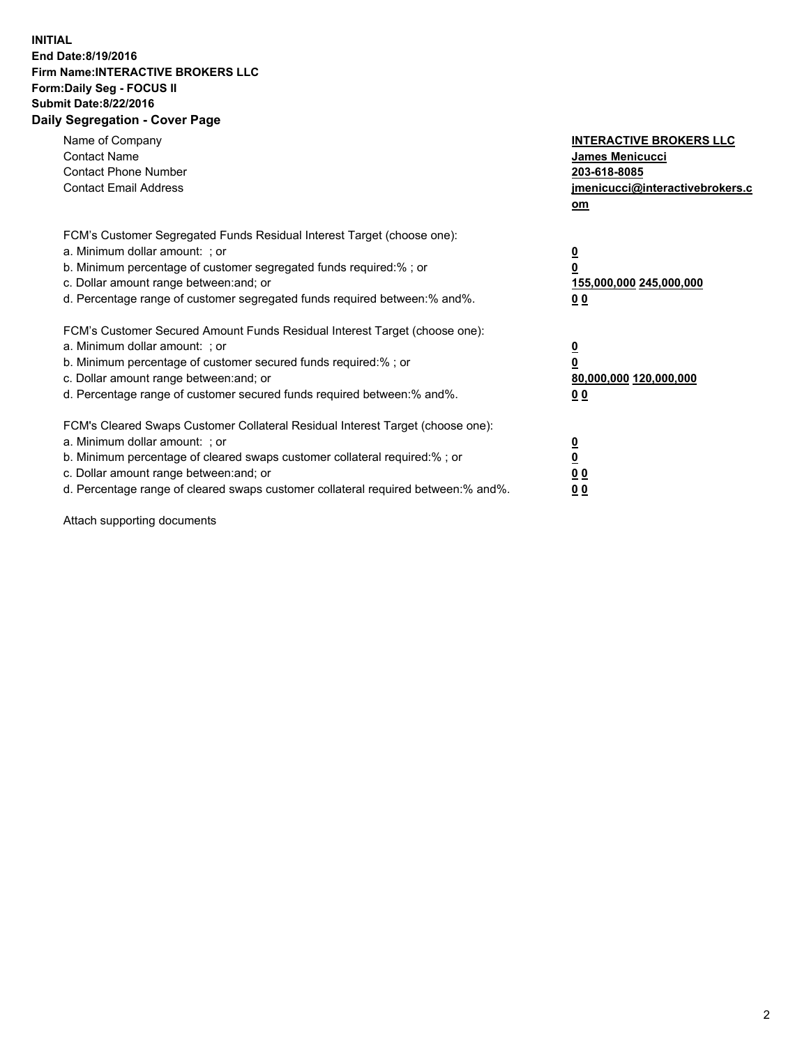**INITIAL**
**End Date:8/19/2016**
**Firm Name:INTERACTIVE BROKERS LLC**
**Form:Daily Seg - FOCUS II**
**Submit Date:8/22/2016**
**Daily Segregation - Cover Page**

| | |
|---|---|
| Name of Company | **INTERACTIVE BROKERS LLC** |
| Contact Name | **James Menicucci** |
| Contact Phone Number | **203-618-8085** |
| Contact Email Address | **jmenicucci@interactivebrokers.com** |

| | |
|---|---|
| FCM's Customer Segregated Funds Residual Interest Target (choose one): | |
| a. Minimum dollar amount: ; or | **0** |
| b. Minimum percentage of customer segregated funds required:% ; or | **0** |
| c. Dollar amount range between:and; or | **155,000,000 245,000,000** |
| d. Percentage range of customer segregated funds required between:% and%. | **0 0** |
| FCM's Customer Secured Amount Funds Residual Interest Target (choose one): | |
| a. Minimum dollar amount: ; or | **0** |
| b. Minimum percentage of customer secured funds required:% ; or | **0** |
| c. Dollar amount range between:and; or | **80,000,000 120,000,000** |
| d. Percentage range of customer secured funds required between:% and%. | **0 0** |
| FCM's Cleared Swaps Customer Collateral Residual Interest Target (choose one): | |
| a. Minimum dollar amount: ; or | **0** |
| b. Minimum percentage of cleared swaps customer collateral required:% ; or | **0** |
| c. Dollar amount range between:and; or | **0 0** |
| d. Percentage range of cleared swaps customer collateral required between:% and%. | **0 0** |

Attach supporting documents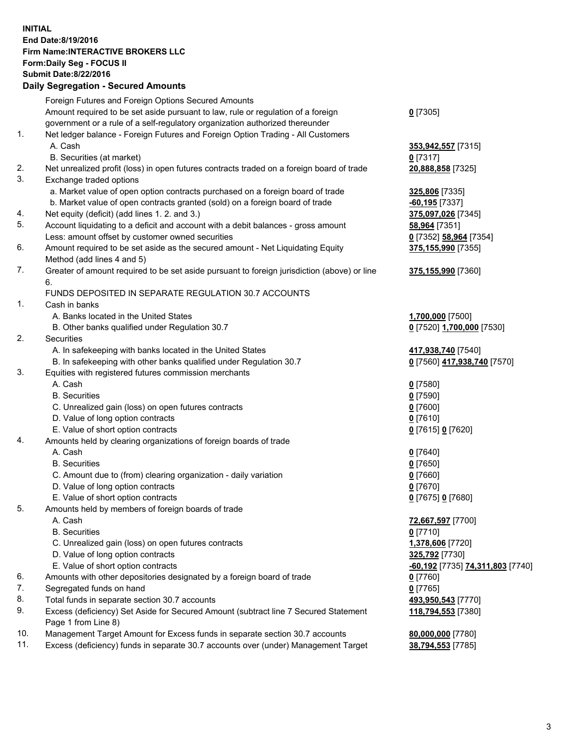**INITIAL**
**End Date:8/19/2016**
**Firm Name:INTERACTIVE BROKERS LLC**
**Form:Daily Seg - FOCUS II**
**Submit Date:8/22/2016**

## Daily Segregation - Secured Amounts

| | | |
|---|---|---|
| | Foreign Futures and Foreign Options Secured Amounts | |
| | Amount required to be set aside pursuant to law, rule or regulation of a foreign government or a rule of a self-regulatory organization authorized thereunder | **0** [7305] |
| 1. | Net ledger balance - Foreign Futures and Foreign Option Trading - All Customers | |
| | A. Cash | **353,942,557** [7315] |
| | B. Securities (at market) | **0** [7317] |
| 2. | Net unrealized profit (loss) in open futures contracts traded on a foreign board of trade | **20,888,858** [7325] |
| 3. | Exchange traded options | |
| | a. Market value of open option contracts purchased on a foreign board of trade | **325,806** [7335] |
| | b. Market value of open contracts granted (sold) on a foreign board of trade | **-60,195** [7337] |
| 4. | Net equity (deficit) (add lines 1. 2. and 3.) | **375,097,026** [7345] |
| 5. | Account liquidating to a deficit and account with a debit balances - gross amount | **58,964** [7351] |
| | Less: amount offset by customer owned securities | **0** [7352] **58,964** [7354] |
| 6. | Amount required to be set aside as the secured amount - Net Liquidating Equity Method (add lines 4 and 5) | **375,155,990** [7355] |
| 7. | Greater of amount required to be set aside pursuant to foreign jurisdiction (above) or line 6. | **375,155,990** [7360] |
| | FUNDS DEPOSITED IN SEPARATE REGULATION 30.7 ACCOUNTS | |
| 1. | Cash in banks | |
| | A. Banks located in the United States | **1,700,000** [7500] |
| | B. Other banks qualified under Regulation 30.7 | **0** [7520] **1,700,000** [7530] |
| 2. | Securities | |
| | A. In safekeeping with banks located in the United States | **417,938,740** [7540] |
| | B. In safekeeping with other banks qualified under Regulation 30.7 | **0** [7560] **417,938,740** [7570] |
| 3. | Equities with registered futures commission merchants | |
| | A. Cash | **0** [7580] |
| | B. Securities | **0** [7590] |
| | C. Unrealized gain (loss) on open futures contracts | **0** [7600] |
| | D. Value of long option contracts | **0** [7610] |
| | E. Value of short option contracts | **0** [7615] **0** [7620] |
| 4. | Amounts held by clearing organizations of foreign boards of trade | |
| | A. Cash | **0** [7640] |
| | B. Securities | **0** [7650] |
| | C. Amount due to (from) clearing organization - daily variation | **0** [7660] |
| | D. Value of long option contracts | **0** [7670] |
| | E. Value of short option contracts | **0** [7675] **0** [7680] |
| 5. | Amounts held by members of foreign boards of trade | |
| | A. Cash | **72,667,597** [7700] |
| | B. Securities | **0** [7710] |
| | C. Unrealized gain (loss) on open futures contracts | **1,378,606** [7720] |
| | D. Value of long option contracts | **325,792** [7730] |
| | E. Value of short option contracts | **-60,192** [7735] **74,311,803** [7740] |
| 6. | Amounts with other depositories designated by a foreign board of trade | **0** [7760] |
| 7. | Segregated funds on hand | **0** [7765] |
| 8. | Total funds in separate section 30.7 accounts | **493,950,543** [7770] |
| 9. | Excess (deficiency) Set Aside for Secured Amount (subtract line 7 Secured Statement Page 1 from Line 8) | **118,794,553** [7380] |
| 10. | Management Target Amount for Excess funds in separate section 30.7 accounts | **80,000,000** [7780] |
| 11. | Excess (deficiency) funds in separate 30.7 accounts over (under) Management Target | **38,794,553** [7785] |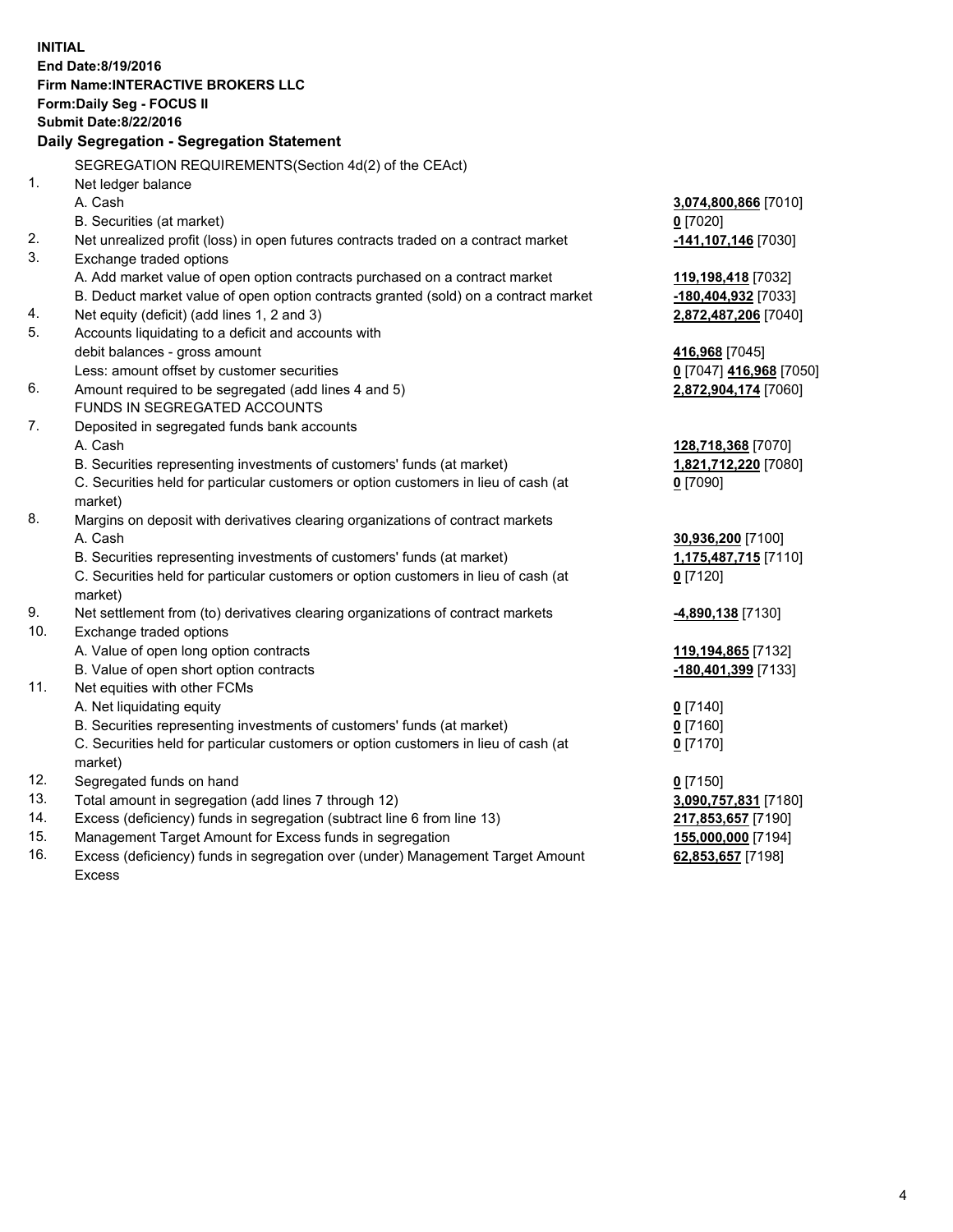**INITIAL**
**End Date:8/19/2016**
**Firm Name:INTERACTIVE BROKERS LLC**
**Form:Daily Seg - FOCUS II**
**Submit Date:8/22/2016**

## Daily Segregation - Segregation Statement

| | | |
|---|---|---|
| | SEGREGATION REQUIREMENTS(Section 4d(2) of the CEAct) | |
| 1. | Net ledger balance | |
| | A. Cash | **3,074,800,866** [7010] |
| | B. Securities (at market) | **0** [7020] |
| 2. | Net unrealized profit (loss) in open futures contracts traded on a contract market | **-141,107,146** [7030] |
| 3. | Exchange traded options | |
| | A. Add market value of open option contracts purchased on a contract market | **119,198,418** [7032] |
| | B. Deduct market value of open option contracts granted (sold) on a contract market | **-180,404,932** [7033] |
| 4. | Net equity (deficit) (add lines 1, 2 and 3) | **2,872,487,206** [7040] |
| 5. | Accounts liquidating to a deficit and accounts with debit balances - gross amount | **416,968** [7045] |
| | Less: amount offset by customer securities | **0** [7047] **416,968** [7050] |
| 6. | Amount required to be segregated (add lines 4 and 5) | **2,872,904,174** [7060] |
| | FUNDS IN SEGREGATED ACCOUNTS | |
| 7. | Deposited in segregated funds bank accounts | |
| | A. Cash | **128,718,368** [7070] |
| | B. Securities representing investments of customers' funds (at market) | **1,821,712,220** [7080] |
| | C. Securities held for particular customers or option customers in lieu of cash (at market) | **0** [7090] |
| 8. | Margins on deposit with derivatives clearing organizations of contract markets | |
| | A. Cash | **30,936,200** [7100] |
| | B. Securities representing investments of customers' funds (at market) | **1,175,487,715** [7110] |
| | C. Securities held for particular customers or option customers in lieu of cash (at market) | **0** [7120] |
| 9. | Net settlement from (to) derivatives clearing organizations of contract markets | **-4,890,138** [7130] |
| 10. | Exchange traded options | |
| | A. Value of open long option contracts | **119,194,865** [7132] |
| | B. Value of open short option contracts | **-180,401,399** [7133] |
| 11. | Net equities with other FCMs | |
| | A. Net liquidating equity | **0** [7140] |
| | B. Securities representing investments of customers' funds (at market) | **0** [7160] |
| | C. Securities held for particular customers or option customers in lieu of cash (at market) | **0** [7170] |
| 12. | Segregated funds on hand | **0** [7150] |
| 13. | Total amount in segregation (add lines 7 through 12) | **3,090,757,831** [7180] |
| 14. | Excess (deficiency) funds in segregation (subtract line 6 from line 13) | **217,853,657** [7190] |
| 15. | Management Target Amount for Excess funds in segregation | **155,000,000** [7194] |
| 16. | Excess (deficiency) funds in segregation over (under) Management Target Amount Excess | **62,853,657** [7198] |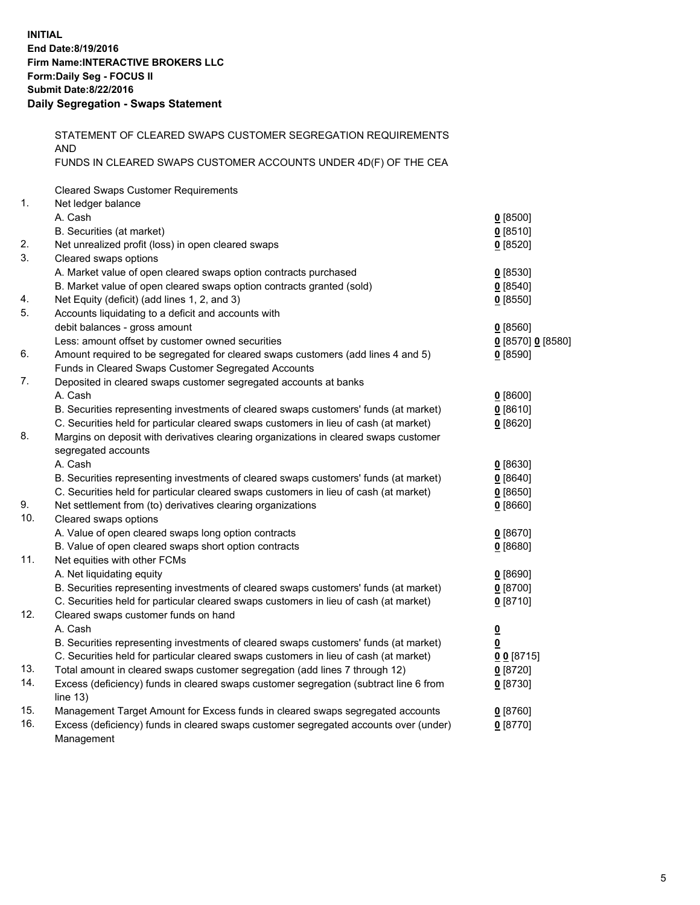**INITIAL**
**End Date:8/19/2016**
**Firm Name:INTERACTIVE BROKERS LLC**
**Form:Daily Seg - FOCUS II**
**Submit Date:8/22/2016**
**Daily Segregation - Swaps Statement**

STATEMENT OF CLEARED SWAPS CUSTOMER SEGREGATION REQUIREMENTS
AND
FUNDS IN CLEARED SWAPS CUSTOMER ACCOUNTS UNDER 4D(F) OF THE CEA

| | | |
|---|---|---|
| | Cleared Swaps Customer Requirements | |
| 1. | Net ledger balance | |
| | A. Cash | 0 [8500] |
| | B. Securities (at market) | 0 [8510] |
| 2. | Net unrealized profit (loss) in open cleared swaps | 0 [8520] |
| 3. | Cleared swaps options | |
| | A. Market value of open cleared swaps option contracts purchased | 0 [8530] |
| | B. Market value of open cleared swaps option contracts granted (sold) | 0 [8540] |
| 4. | Net Equity (deficit) (add lines 1, 2, and 3) | 0 [8550] |
| 5. | Accounts liquidating to a deficit and accounts with | |
| | debit balances - gross amount | 0 [8560] |
| | Less: amount offset by customer owned securities | 0 [8570] 0 [8580] |
| 6. | Amount required to be segregated for cleared swaps customers (add lines 4 and 5) | 0 [8590] |
| | Funds in Cleared Swaps Customer Segregated Accounts | |
| 7. | Deposited in cleared swaps customer segregated accounts at banks | |
| | A. Cash | 0 [8600] |
| | B. Securities representing investments of cleared swaps customers' funds (at market) | 0 [8610] |
| | C. Securities held for particular cleared swaps customers in lieu of cash (at market) | 0 [8620] |
| 8. | Margins on deposit with derivatives clearing organizations in cleared swaps customer segregated accounts | |
| | A. Cash | 0 [8630] |
| | B. Securities representing investments of cleared swaps customers' funds (at market) | 0 [8640] |
| | C. Securities held for particular cleared swaps customers in lieu of cash (at market) | 0 [8650] |
| 9. | Net settlement from (to) derivatives clearing organizations | 0 [8660] |
| 10. | Cleared swaps options | |
| | A. Value of open cleared swaps long option contracts | 0 [8670] |
| | B. Value of open cleared swaps short option contracts | 0 [8680] |
| 11. | Net equities with other FCMs | |
| | A. Net liquidating equity | 0 [8690] |
| | B. Securities representing investments of cleared swaps customers' funds (at market) | 0 [8700] |
| | C. Securities held for particular cleared swaps customers in lieu of cash (at market) | 0 [8710] |
| 12. | Cleared swaps customer funds on hand | |
| | A. Cash | 0 |
| | B. Securities representing investments of cleared swaps customers' funds (at market) | 0 |
| | C. Securities held for particular cleared swaps customers in lieu of cash (at market) | 0 0 [8715] |
| 13. | Total amount in cleared swaps customer segregation (add lines 7 through 12) | 0 [8720] |
| 14. | Excess (deficiency) funds in cleared swaps customer segregation (subtract line 6 from line 13) | 0 [8730] |
| 15. | Management Target Amount for Excess funds in cleared swaps segregated accounts | 0 [8760] |
| 16. | Excess (deficiency) funds in cleared swaps customer segregated accounts over (under) Management | 0 [8770] |